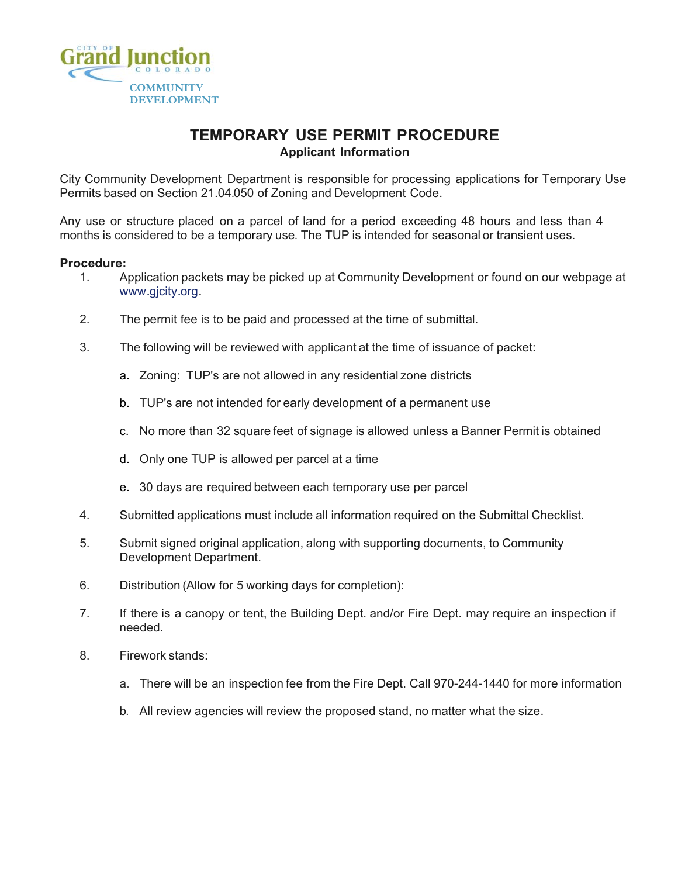CITY OF Grand Junction COLORADO

COMMUNITY DEVELOPMENT

# TEMPORARY USE PERMIT PROCEDURE

**Applicant Information**

City Community Development Department is responsible for processing applications for Temporary Use Permits based on Section 21.04.050 of Zoning and Development Code.

Any use or structure placed on a parcel of land for a period exceeding 48 hours and less than 4 months is considered to be a temporary use. The TUP is intended for seasonal or transient uses.

**Procedure:**

1. Application packets may be picked up at Community Development or found on our webpage at www.gjcity.org.

2. The permit fee is to be paid and processed at the time of submittal.

3. The following will be reviewed with applicant at the time of issuance of packet:

   a. Zoning: TUP's are not allowed in any residential zone districts

   b. TUP's are not intended for early development of a permanent use

   c. No more than 32 square feet of signage is allowed unless a Banner Permit is obtained

   d. Only one TUP is allowed per parcel at a time

   e. 30 days are required between each temporary use per parcel

4. Submitted applications must include all information required on the Submittal Checklist.

5. Submit signed original application, along with supporting documents, to Community Development Department.

6. Distribution (Allow for 5 working days for completion):

7. If there is a canopy or tent, the Building Dept. and/or Fire Dept. may require an inspection if needed.

8. Firework stands:

   a. There will be an inspection fee from the Fire Dept. Call 970-244-1440 for more information

   b. All review agencies will review the proposed stand, no matter what the size.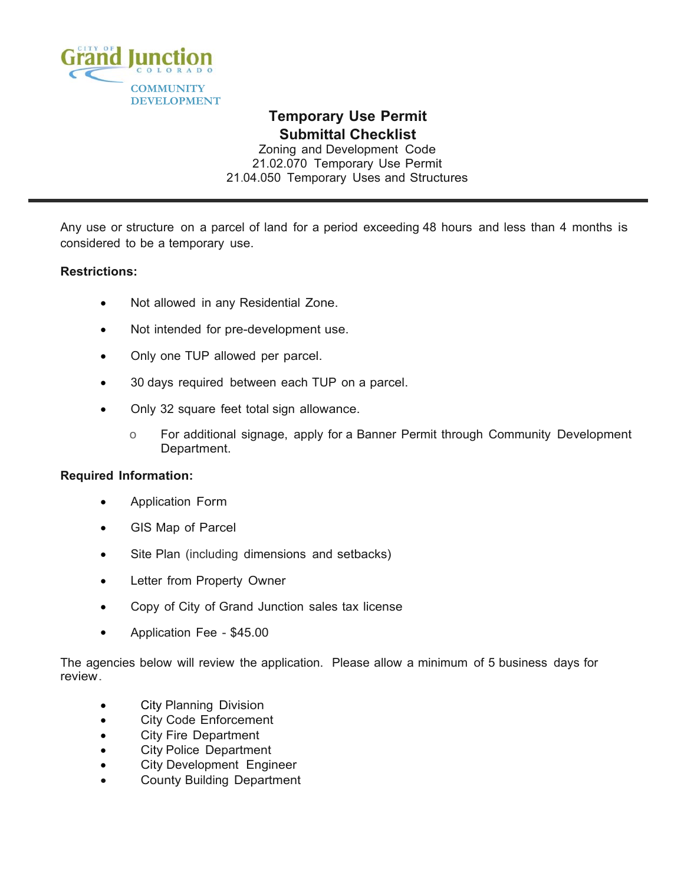City of Grand Junction Colorado
COMMUNITY DEVELOPMENT

# Temporary Use Permit
# Submittal Checklist

Zoning and Development Code
21.02.070 Temporary Use Permit
21.04.050 Temporary Uses and Structures

---

Any use or structure on a parcel of land for a period exceeding 48 hours and less than 4 months is considered to be a temporary use.

**Restrictions:**

- Not allowed in any Residential Zone.
- Not intended for pre-development use.
- Only one TUP allowed per parcel.
- 30 days required between each TUP on a parcel.
- Only 32 square feet total sign allowance.
  - For additional signage, apply for a Banner Permit through Community Development Department.

**Required Information:**

- Application Form
- GIS Map of Parcel
- Site Plan (including dimensions and setbacks)
- Letter from Property Owner
- Copy of City of Grand Junction sales tax license
- Application Fee - $45.00

The agencies below will review the application. Please allow a minimum of 5 business days for review.

- City Planning Division
- City Code Enforcement
- City Fire Department
- City Police Department
- City Development Engineer
- County Building Department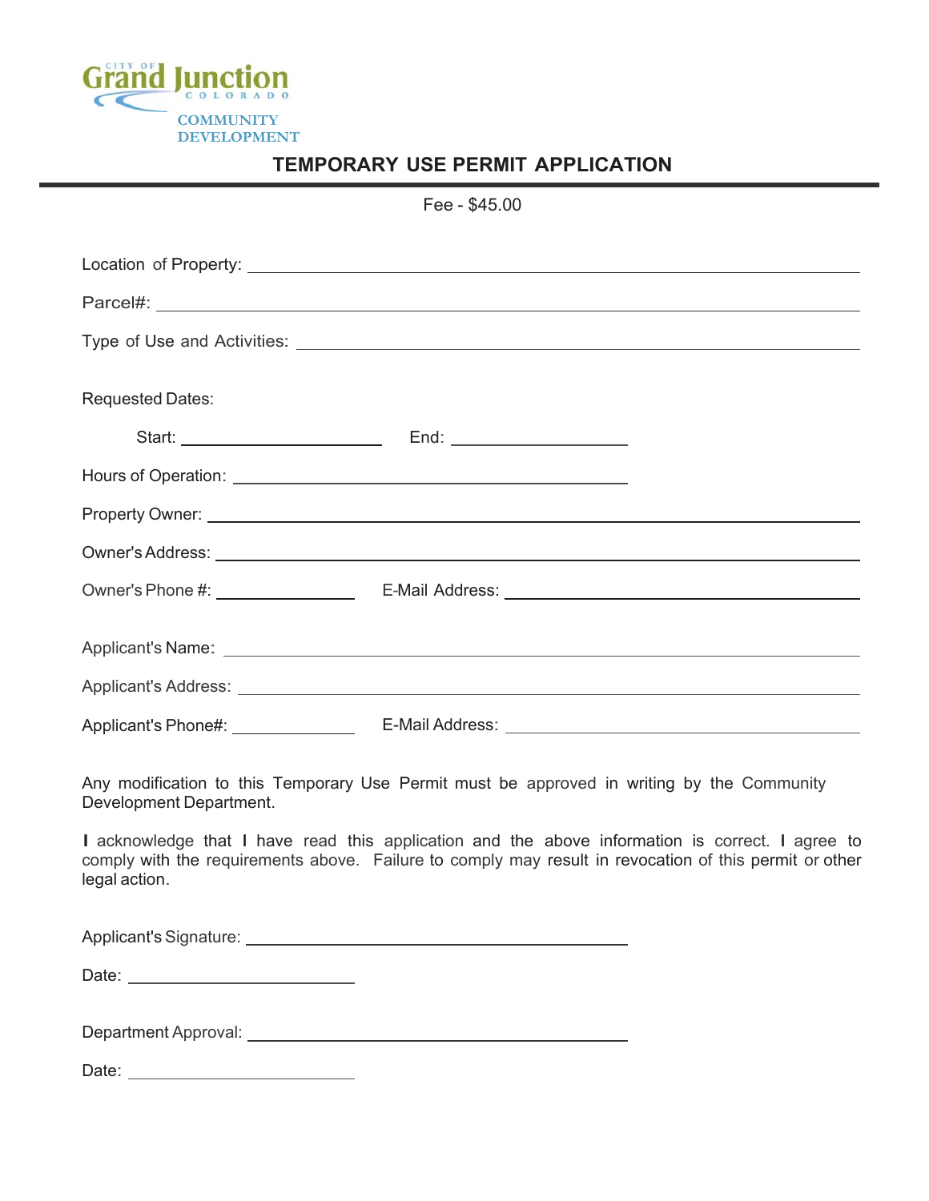City of Grand Junction Colorado

COMMUNITY DEVELOPMENT

# TEMPORARY USE PERMIT APPLICATION

Fee - $45.00

Location of Property: ______________________________

Parcel#: ______________________________

Type of Use and Activities: ______________________________

Requested Dates:

Start: ______________ End: ______________

Hours of Operation: ______________________________

Property Owner: ______________________________

Owner's Address: ______________________________

Owner's Phone #: ______________ E-Mail Address: ______________________________

Applicant's Name: ______________________________

Applicant's Address: ______________________________

Applicant's Phone#: ______________ E-Mail Address: ______________________________

Any modification to this Temporary Use Permit must be approved in writing by the Community Development Department.

I acknowledge that I have read this application and the above information is correct. I agree to comply with the requirements above. Failure to comply may result in revocation of this permit or other legal action.

Applicant's Signature: ______________________________

Date: ______________

Department Approval: ______________________________

Date: ______________